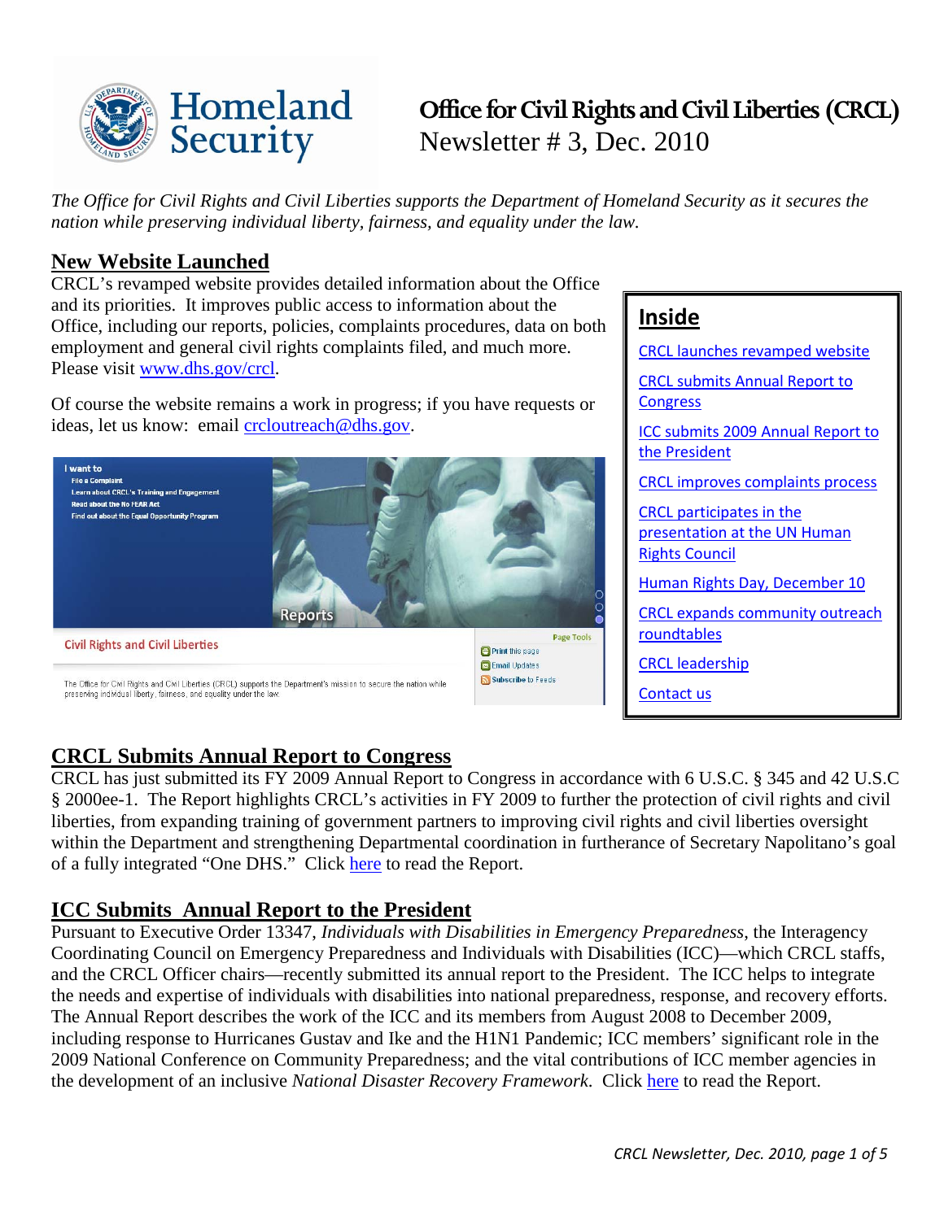# Office for Civil Rights and Civil Liberties (CRCL)

Newsletter # 3, Dec. 2010

*The Office for Civil Rights and Civil Liberties supports the Department of Homeland Security as it secures the nation while preserving individual liberty, fairness, and equality under the law.*

## New Website Launched

CRCL's revamped website provides detailed information about the Office and its priorities. It improves public access to information about the Office, including our reports, policies, complaints procedures, data on both employment and general civil rights complaints filed, and much more. Please visit www.dhs.gov/crcl.

Of course the website remains a work in progress; if you have requests or ideas, let us know: email crcloutreach@dhs.gov.

## Inside

- CRCL launches revamped website
- CRCL submits Annual Report to Congress
- ICC submits 2009 Annual Report to the President
- CRCL improves complaints process
- CRCL participates in the presentation at the UN Human Rights Council
- Human Rights Day, December 10
- CRCL expands community outreach roundtables
- CRCL leadership
- Contact us

## CRCL Submits Annual Report to Congress

CRCL has just submitted its FY 2009 Annual Report to Congress in accordance with 6 U.S.C. § 345 and 42 U.S.C § 2000ee-1. The Report highlights CRCL's activities in FY 2009 to further the protection of civil rights and civil liberties, from expanding training of government partners to improving civil rights and civil liberties oversight within the Department and strengthening Departmental coordination in furtherance of Secretary Napolitano's goal of a fully integrated "One DHS." Click here to read the Report.

## ICC Submits Annual Report to the President

Pursuant to Executive Order 13347, *Individuals with Disabilities in Emergency Preparedness*, the Interagency Coordinating Council on Emergency Preparedness and Individuals with Disabilities (ICC)—which CRCL staffs, and the CRCL Officer chairs—recently submitted its annual report to the President. The ICC helps to integrate the needs and expertise of individuals with disabilities into national preparedness, response, and recovery efforts. The Annual Report describes the work of the ICC and its members from August 2008 to December 2009, including response to Hurricanes Gustav and Ike and the H1N1 Pandemic; ICC members' significant role in the 2009 National Conference on Community Preparedness; and the vital contributions of ICC member agencies in the development of an inclusive *National Disaster Recovery Framework*. Click here to read the Report.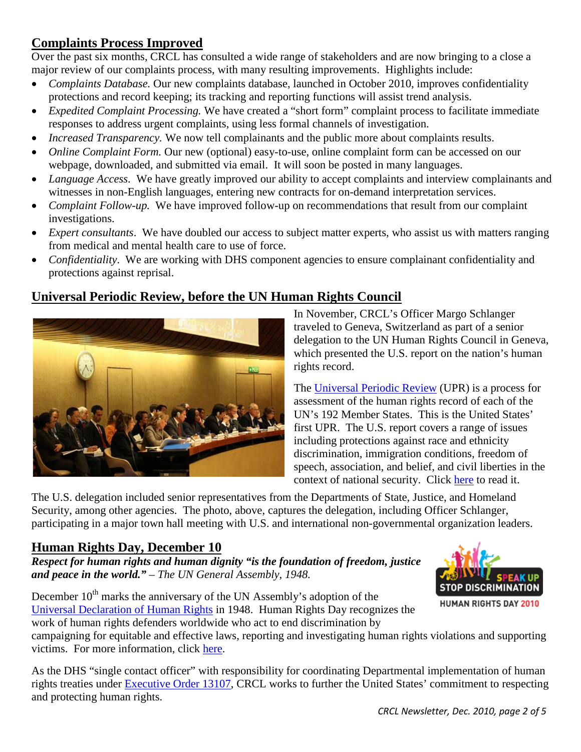## Complaints Process Improved

Over the past six months, CRCL has consulted a wide range of stakeholders and are now bringing to a close a major review of our complaints process, with many resulting improvements. Highlights include:

- *Complaints Database.* Our new complaints database, launched in October 2010, improves confidentiality protections and record keeping; its tracking and reporting functions will assist trend analysis.
- *Expedited Complaint Processing.* We have created a "short form" complaint process to facilitate immediate responses to address urgent complaints, using less formal channels of investigation.
- *Increased Transparency.* We now tell complainants and the public more about complaints results.
- *Online Complaint Form.* Our new (optional) easy-to-use, online complaint form can be accessed on our webpage, downloaded, and submitted via email. It will soon be posted in many languages.
- *Language Access*. We have greatly improved our ability to accept complaints and interview complainants and witnesses in non-English languages, entering new contracts for on-demand interpretation services.
- *Complaint Follow-up.* We have improved follow-up on recommendations that result from our complaint investigations.
- *Expert consultants*. We have doubled our access to subject matter experts, who assist us with matters ranging from medical and mental health care to use of force.
- *Confidentiality*. We are working with DHS component agencies to ensure complainant confidentiality and protections against reprisal.

## Universal Periodic Review, before the UN Human Rights Council

In November, CRCL's Officer Margo Schlanger traveled to Geneva, Switzerland as part of a senior delegation to the UN Human Rights Council in Geneva, which presented the U.S. report on the nation's human rights record.

The Universal Periodic Review (UPR) is a process for assessment of the human rights record of each of the UN's 192 Member States. This is the United States' first UPR. The U.S. report covers a range of issues including protections against race and ethnicity discrimination, immigration conditions, freedom of speech, association, and belief, and civil liberties in the context of national security. Click here to read it.

The U.S. delegation included senior representatives from the Departments of State, Justice, and Homeland Security, among other agencies. The photo, above, captures the delegation, including Officer Schlanger, participating in a major town hall meeting with U.S. and international non-governmental organization leaders.

## Human Rights Day, December 10

***Respect for human rights and human dignity "is the foundation of freedom, justice and peace in the world."*** *– The UN General Assembly, 1948.*

December 10th marks the anniversary of the UN Assembly's adoption of the Universal Declaration of Human Rights in 1948. Human Rights Day recognizes the work of human rights defenders worldwide who act to end discrimination by campaigning for equitable and effective laws, reporting and investigating human rights violations and supporting victims. For more information, click here.

As the DHS "single contact officer" with responsibility for coordinating Departmental implementation of human rights treaties under Executive Order 13107, CRCL works to further the United States' commitment to respecting and protecting human rights.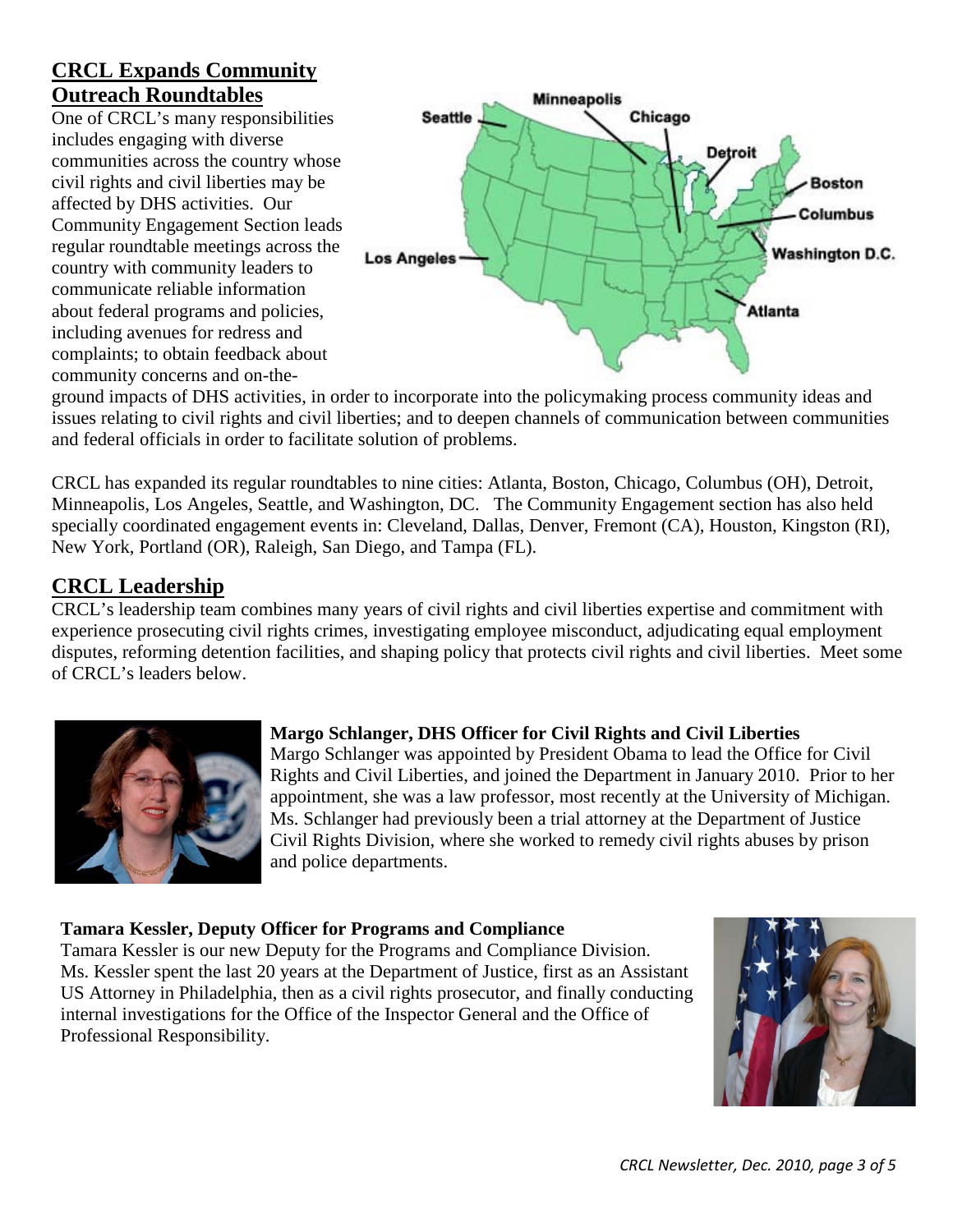## CRCL Expands Community Outreach Roundtables

One of CRCL's many responsibilities includes engaging with diverse communities across the country whose civil rights and civil liberties may be affected by DHS activities. Our Community Engagement Section leads regular roundtable meetings across the country with community leaders to communicate reliable information about federal programs and policies, including avenues for redress and complaints; to obtain feedback about community concerns and on-the-ground impacts of DHS activities, in order to incorporate into the policymaking process community ideas and issues relating to civil rights and civil liberties; and to deepen channels of communication between communities and federal officials in order to facilitate solution of problems.

CRCL has expanded its regular roundtables to nine cities: Atlanta, Boston, Chicago, Columbus (OH), Detroit, Minneapolis, Los Angeles, Seattle, and Washington, DC. The Community Engagement section has also held specially coordinated engagement events in: Cleveland, Dallas, Denver, Fremont (CA), Houston, Kingston (RI), New York, Portland (OR), Raleigh, San Diego, and Tampa (FL).

## CRCL Leadership

CRCL's leadership team combines many years of civil rights and civil liberties expertise and commitment with experience prosecuting civil rights crimes, investigating employee misconduct, adjudicating equal employment disputes, reforming detention facilities, and shaping policy that protects civil rights and civil liberties. Meet some of CRCL's leaders below.

**Margo Schlanger, DHS Officer for Civil Rights and Civil Liberties**

Margo Schlanger was appointed by President Obama to lead the Office for Civil Rights and Civil Liberties, and joined the Department in January 2010. Prior to her appointment, she was a law professor, most recently at the University of Michigan. Ms. Schlanger had previously been a trial attorney at the Department of Justice Civil Rights Division, where she worked to remedy civil rights abuses by prison and police departments.

**Tamara Kessler, Deputy Officer for Programs and Compliance**

Tamara Kessler is our new Deputy for the Programs and Compliance Division. Ms. Kessler spent the last 20 years at the Department of Justice, first as an Assistant US Attorney in Philadelphia, then as a civil rights prosecutor, and finally conducting internal investigations for the Office of the Inspector General and the Office of Professional Responsibility.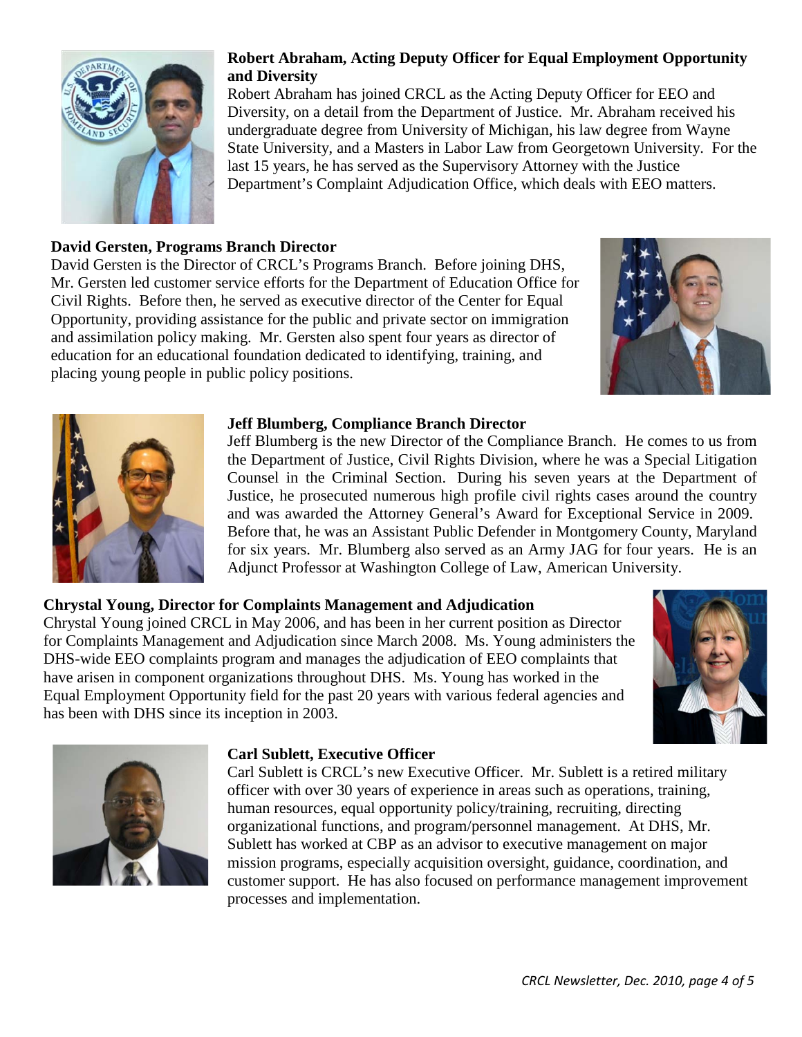**Robert Abraham, Acting Deputy Officer for Equal Employment Opportunity and Diversity**

Robert Abraham has joined CRCL as the Acting Deputy Officer for EEO and Diversity, on a detail from the Department of Justice. Mr. Abraham received his undergraduate degree from University of Michigan, his law degree from Wayne State University, and a Masters in Labor Law from Georgetown University. For the last 15 years, he has served as the Supervisory Attorney with the Justice Department's Complaint Adjudication Office, which deals with EEO matters.

**David Gersten, Programs Branch Director**

David Gersten is the Director of CRCL's Programs Branch. Before joining DHS, Mr. Gersten led customer service efforts for the Department of Education Office for Civil Rights. Before then, he served as executive director of the Center for Equal Opportunity, providing assistance for the public and private sector on immigration and assimilation policy making. Mr. Gersten also spent four years as director of education for an educational foundation dedicated to identifying, training, and placing young people in public policy positions.

**Jeff Blumberg, Compliance Branch Director**

Jeff Blumberg is the new Director of the Compliance Branch. He comes to us from the Department of Justice, Civil Rights Division, where he was a Special Litigation Counsel in the Criminal Section. During his seven years at the Department of Justice, he prosecuted numerous high profile civil rights cases around the country and was awarded the Attorney General's Award for Exceptional Service in 2009. Before that, he was an Assistant Public Defender in Montgomery County, Maryland for six years. Mr. Blumberg also served as an Army JAG for four years. He is an Adjunct Professor at Washington College of Law, American University.

**Chrystal Young, Director for Complaints Management and Adjudication**

Chrystal Young joined CRCL in May 2006, and has been in her current position as Director for Complaints Management and Adjudication since March 2008. Ms. Young administers the DHS-wide EEO complaints program and manages the adjudication of EEO complaints that have arisen in component organizations throughout DHS. Ms. Young has worked in the Equal Employment Opportunity field for the past 20 years with various federal agencies and has been with DHS since its inception in 2003.

**Carl Sublett, Executive Officer**

Carl Sublett is CRCL's new Executive Officer. Mr. Sublett is a retired military officer with over 30 years of experience in areas such as operations, training, human resources, equal opportunity policy/training, recruiting, directing organizational functions, and program/personnel management. At DHS, Mr. Sublett has worked at CBP as an advisor to executive management on major mission programs, especially acquisition oversight, guidance, coordination, and customer support. He has also focused on performance management improvement processes and implementation.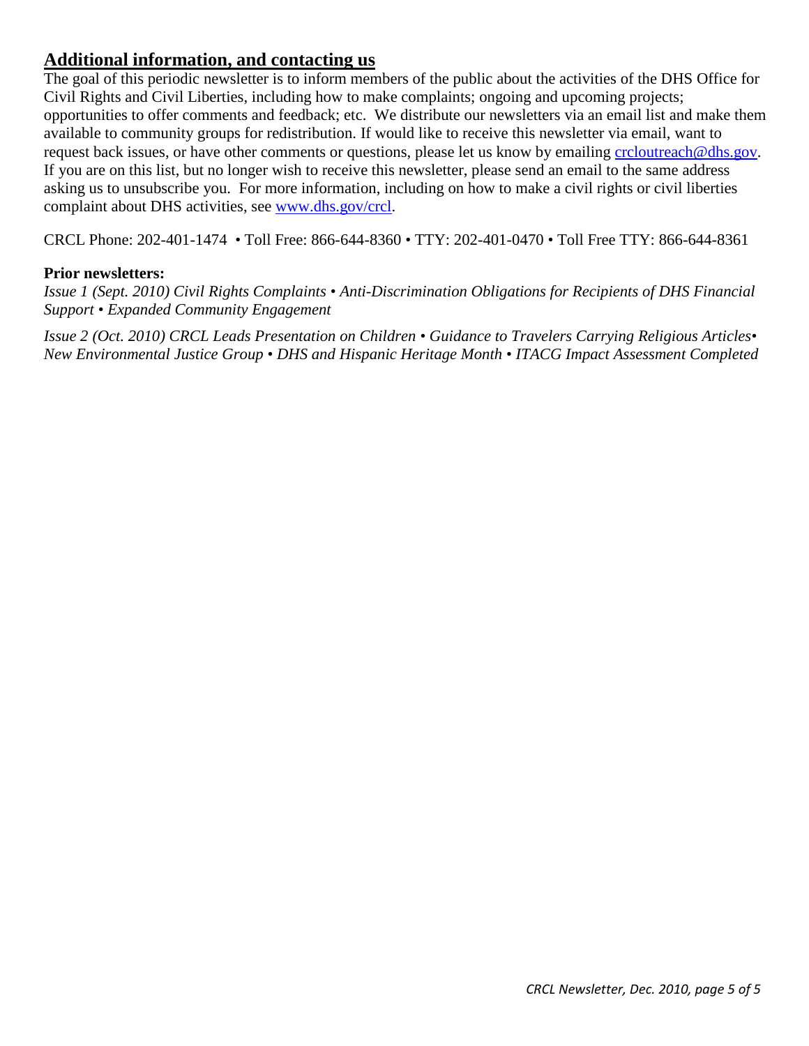## Additional information, and contacting us

The goal of this periodic newsletter is to inform members of the public about the activities of the DHS Office for Civil Rights and Civil Liberties, including how to make complaints; ongoing and upcoming projects; opportunities to offer comments and feedback; etc. We distribute our newsletters via an email list and make them available to community groups for redistribution. If would like to receive this newsletter via email, want to request back issues, or have other comments or questions, please let us know by emailing crcloutreach@dhs.gov. If you are on this list, but no longer wish to receive this newsletter, please send an email to the same address asking us to unsubscribe you. For more information, including on how to make a civil rights or civil liberties complaint about DHS activities, see www.dhs.gov/crcl.

CRCL Phone: 202-401-1474 • Toll Free: 866-644-8360 • TTY: 202-401-0470 • Toll Free TTY: 866-644-8361

**Prior newsletters:**

*Issue 1 (Sept. 2010) Civil Rights Complaints • Anti-Discrimination Obligations for Recipients of DHS Financial Support • Expanded Community Engagement*

*Issue 2 (Oct. 2010) CRCL Leads Presentation on Children • Guidance to Travelers Carrying Religious Articles• New Environmental Justice Group • DHS and Hispanic Heritage Month • ITACG Impact Assessment Completed*